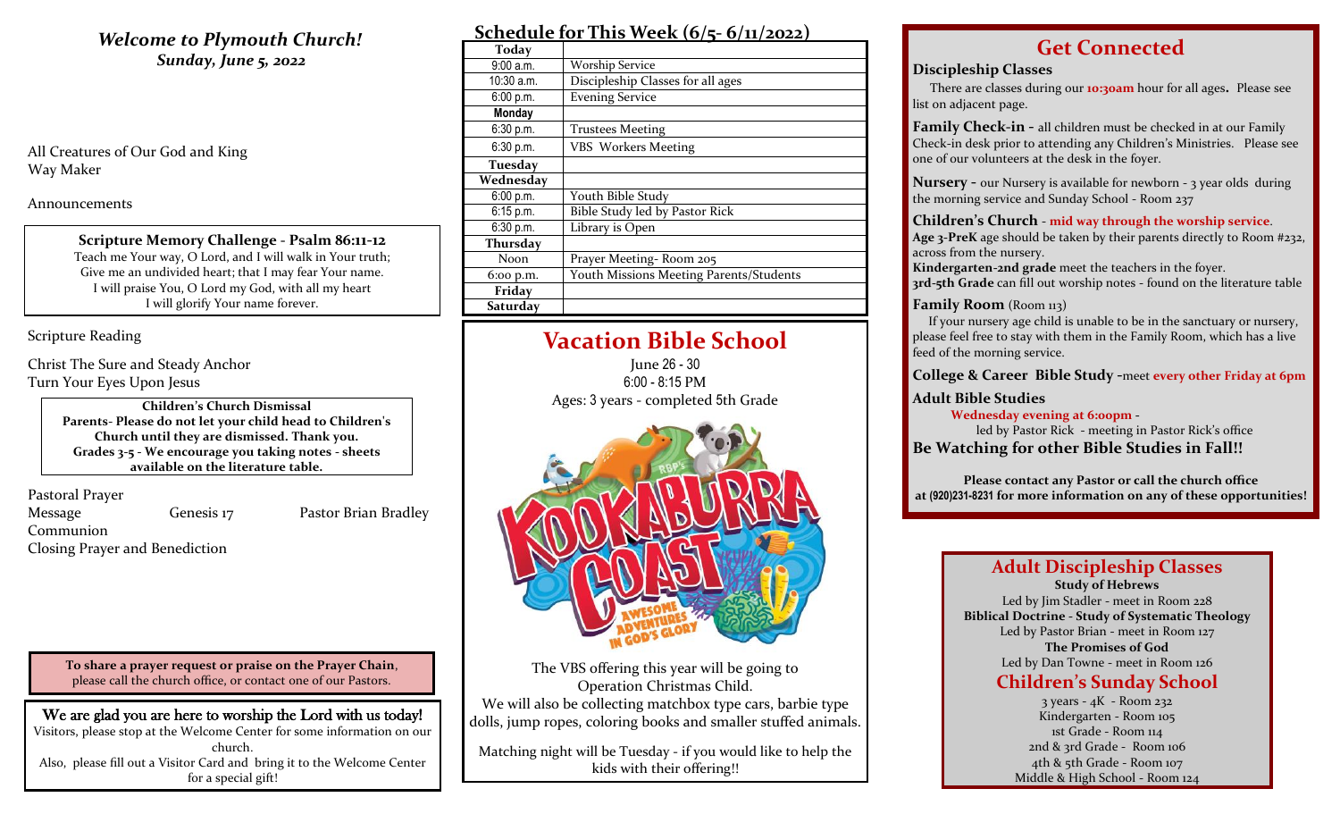## *Welcome to Plymouth Church!*

***Sunday, June 5, 2022***

All Creatures of Our God and King
Way Maker

Announcements

**Scripture Memory Challenge - Psalm 86:11-12**

Teach me Your way, O Lord, and I will walk in Your truth;
Give me an undivided heart; that I may fear Your name.
I will praise You, O Lord my God, with all my heart
I will glorify Your name forever.

Scripture Reading

Christ The Sure and Steady Anchor
Turn Your Eyes Upon Jesus

**Children's Church Dismissal**
**Parents- Please do not let your child head to Children's Church until they are dismissed. Thank you.**
**Grades 3-5 - We encourage you taking notes - sheets available on the literature table.**

Pastoral Prayer
Message Genesis 17 Pastor Brian Bradley
Communion
Closing Prayer and Benediction

**To share a prayer request or praise on the Prayer Chain**, please call the church office, or contact one of our Pastors.

We are glad you are here to worship the Lord with us today!
Visitors, please stop at the Welcome Center for some information on our church.
Also, please fill out a Visitor Card and bring it to the Welcome Center for a special gift!

## Schedule for This Week (6/5- 6/11/2022)

| **Today** | |
|---|---|
| 9:00 a.m. | Worship Service |
| 10:30 a.m. | Discipleship Classes for all ages |
| 6:00 p.m. | Evening Service |
| **Monday** | |
| 6:30 p.m. | Trustees Meeting |
| 6:30 p.m. | VBS Workers Meeting |
| **Tuesday** | |
| **Wednesday** | |
| 6:00 p.m. | Youth Bible Study |
| 6:15 p.m. | Bible Study led by Pastor Rick |
| 6:30 p.m. | Library is Open |
| **Thursday** | |
| Noon | Prayer Meeting- Room 205 |
| 6:00 p.m. | Youth Missions Meeting Parents/Students |
| **Friday** | |
| **Saturday** | |

## Vacation Bible School

June 26 - 30
6:00 - 8:15 PM
Ages: 3 years - completed 5th Grade

The VBS offering this year will be going to Operation Christmas Child.
We will also be collecting matchbox type cars, barbie type dolls, jump ropes, coloring books and smaller stuffed animals.

Matching night will be Tuesday - if you would like to help the kids with their offering!!

## Get Connected

**Discipleship Classes**

There are classes during our **10:30am** hour for all ages**.** Please see list on adjacent page.

**Family Check-in -** all children must be checked in at our Family Check-in desk prior to attending any Children's Ministries. Please see one of our volunteers at the desk in the foyer.

**Nursery -** our Nursery is available for newborn - 3 year olds during the morning service and Sunday School - Room 237

**Children's Church** - **mid way through the worship service**.
**Age 3-PreK** age should be taken by their parents directly to Room #232, across from the nursery.
**Kindergarten-2nd grade** meet the teachers in the foyer.
**3rd-5th Grade** can fill out worship notes - found on the literature table

**Family Room** (Room 113)

If your nursery age child is unable to be in the sanctuary or nursery, please feel free to stay with them in the Family Room, which has a live feed of the morning service.

**College & Career Bible Study -**meet **every other Friday at 6pm**

**Adult Bible Studies**

**Wednesday evening at 6:00pm** -
led by Pastor Rick - meeting in Pastor Rick's office

**Be Watching for other Bible Studies in Fall!!**

**Please contact any Pastor or call the church office at (920)231-8231 for more information on any of these opportunities!**

## Adult Discipleship Classes

**Study of Hebrews**
Led by Jim Stadler - meet in Room 228
**Biblical Doctrine - Study of Systematic Theology**
Led by Pastor Brian - meet in Room 127
**The Promises of God**
Led by Dan Towne - meet in Room 126

## Children's Sunday School

3 years - 4K - Room 232
Kindergarten - Room 105
1st Grade - Room 114
2nd & 3rd Grade - Room 106
4th & 5th Grade - Room 107
Middle & High School - Room 124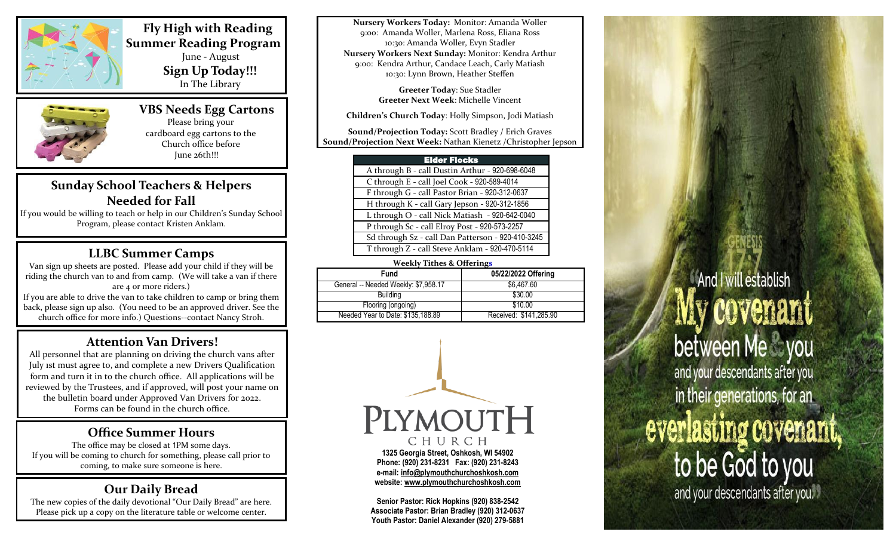## Fly High with Reading Summer Reading Program

June - August

**Sign Up Today!!!**

In The Library

## VBS Needs Egg Cartons

Please bring your cardboard egg cartons to the Church office before June 26th!!!

## Sunday School Teachers & Helpers Needed for Fall

If you would be willing to teach or help in our Children's Sunday School Program, please contact Kristen Anklam.

## LLBC Summer Camps

Van sign up sheets are posted. Please add your child if they will be riding the church van to and from camp. (We will take a van if there are 4 or more riders.)

If you are able to drive the van to take children to camp or bring them back, please sign up also. (You need to be an approved driver. See the church office for more info.) Questions--contact Nancy Stroh.

## Attention Van Drivers!

All personnel that are planning on driving the church vans after July 1st must agree to, and complete a new Drivers Qualification form and turn it in to the church office. All applications will be reviewed by the Trustees, and if approved, will post your name on the bulletin board under Approved Van Drivers for 2022. Forms can be found in the church office.

## Office Summer Hours

The office may be closed at 1PM some days. If you will be coming to church for something, please call prior to coming, to make sure someone is here.

## Our Daily Bread

The new copies of the daily devotional "Our Daily Bread" are here. Please pick up a copy on the literature table or welcome center.

**Nursery Workers Today:** Monitor: Amanda Woller
9:00: Amanda Woller, Marlena Ross, Eliana Ross
10:30: Amanda Woller, Evyn Stadler

**Nursery Workers Next Sunday:** Monitor: Kendra Arthur
9:00: Kendra Arthur, Candace Leach, Carly Matiash
10:30: Lynn Brown, Heather Steffen

**Greeter Today**: Sue Stadler
**Greeter Next Week**: Michelle Vincent

**Children's Church Today**: Holly Simpson, Jodi Matiash

**Sound/Projection Today:** Scott Bradley / Erich Graves
**Sound/Projection Next Week:** Nathan Kienetz /Christopher Jepson

| Elder Flocks |
|---|
| A through B - call Dustin Arthur - 920-698-6048 |
| C through E - call Joel Cook - 920-589-4014 |
| F through G - call Pastor Brian - 920-312-0637 |
| H through K - call Gary Jepson - 920-312-1856 |
| L through O - call Nick Matiash - 920-642-0040 |
| P through Sc - call Elroy Post - 920-573-2257 |
| Sd through Sz - call Dan Patterson - 920-410-3245 |
| T through Z - call Steve Anklam - 920-470-5114 |

**Weekly Tithes & Offerings**

| Fund | 05/22/2022 Offering |
|---|---|
| General -- Needed Weekly: $7,958.17 | $6,467.60 |
| Building | $30.00 |
| Flooring (ongoing) | $10.00 |
| Needed Year to Date: $135,188.89 | Received: $141,285.90 |

PLYMOUTH CHURCH

**1325 Georgia Street, Oshkosh, WI 54902**
**Phone: (920) 231-8231 Fax: (920) 231-8243**
**e-mail: info@plymouthchurchoshkosh.com**
**website: www.plymouthchurchoshkosh.com**

**Senior Pastor: Rick Hopkins (920) 838-2542**
**Associate Pastor: Brian Bradley (920) 312-0637**
**Youth Pastor: Daniel Alexander (920) 279-5881**

GENESIS 17:7

"And I will establish My covenant between Me & you and your descendants after you in their generations, for an everlasting covenant, to be God to you and your descendants after you."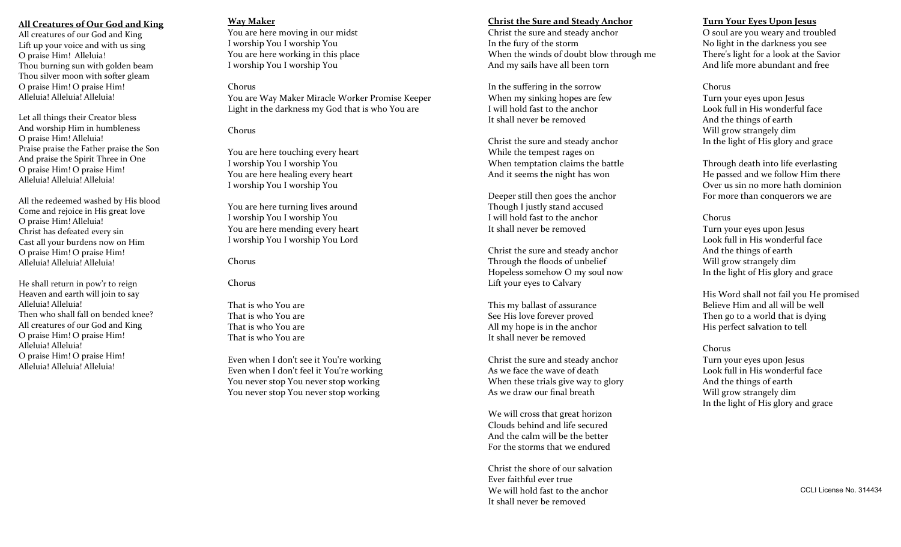## All Creatures of Our God and King

All creatures of our God and King
Lift up your voice and with us sing
O praise Him! Alleluia!
Thou burning sun with golden beam
Thou silver moon with softer gleam
O praise Him! O praise Him!
Alleluia! Alleluia! Alleluia!

Let all things their Creator bless
And worship Him in humbleness
O praise Him! Alleluia!
Praise praise the Father praise the Son
And praise the Spirit Three in One
O praise Him! O praise Him!
Alleluia! Alleluia! Alleluia!

All the redeemed washed by His blood
Come and rejoice in His great love
O praise Him! Alleluia!
Christ has defeated every sin
Cast all your burdens now on Him
O praise Him! O praise Him!
Alleluia! Alleluia! Alleluia!

He shall return in pow'r to reign
Heaven and earth will join to say
Alleluia! Alleluia!
Then who shall fall on bended knee?
All creatures of our God and King
O praise Him! O praise Him!
Alleluia! Alleluia!
O praise Him! O praise Him!
Alleluia! Alleluia! Alleluia!

## Way Maker

You are here moving in our midst
I worship You I worship You
You are here working in this place
I worship You I worship You

Chorus
You are Way Maker Miracle Worker Promise Keeper
Light in the darkness my God that is who You are

Chorus

You are here touching every heart
I worship You I worship You
You are here healing every heart
I worship You I worship You

You are here turning lives around
I worship You I worship You
You are here mending every heart
I worship You I worship You Lord

Chorus

Chorus

That is who You are
That is who You are
That is who You are
That is who You are

Even when I don't see it You're working
Even when I don't feel it You're working
You never stop You never stop working
You never stop You never stop working

## Christ the Sure and Steady Anchor

Christ the sure and steady anchor
In the fury of the storm
When the winds of doubt blow through me
And my sails have all been torn

In the suffering in the sorrow
When my sinking hopes are few
I will hold fast to the anchor
It shall never be removed

Christ the sure and steady anchor
While the tempest rages on
When temptation claims the battle
And it seems the night has won

Deeper still then goes the anchor
Though I justly stand accused
I will hold fast to the anchor
It shall never be removed

Christ the sure and steady anchor
Through the floods of unbelief
Hopeless somehow O my soul now
Lift your eyes to Calvary

This my ballast of assurance
See His love forever proved
All my hope is in the anchor
It shall never be removed

Christ the sure and steady anchor
As we face the wave of death
When these trials give way to glory
As we draw our final breath

We will cross that great horizon
Clouds behind and life secured
And the calm will be the better
For the storms that we endured

Christ the shore of our salvation
Ever faithful ever true
We will hold fast to the anchor
It shall never be removed

## Turn Your Eyes Upon Jesus

O soul are you weary and troubled
No light in the darkness you see
There's light for a look at the Savior
And life more abundant and free

Chorus
Turn your eyes upon Jesus
Look full in His wonderful face
And the things of earth
Will grow strangely dim
In the light of His glory and grace

Through death into life everlasting
He passed and we follow Him there
Over us sin no more hath dominion
For more than conquerors we are

Chorus
Turn your eyes upon Jesus
Look full in His wonderful face
And the things of earth
Will grow strangely dim
In the light of His glory and grace

His Word shall not fail you He promised
Believe Him and all will be well
Then go to a world that is dying
His perfect salvation to tell

Chorus
Turn your eyes upon Jesus
Look full in His wonderful face
And the things of earth
Will grow strangely dim
In the light of His glory and grace

CCLI License No. 314434